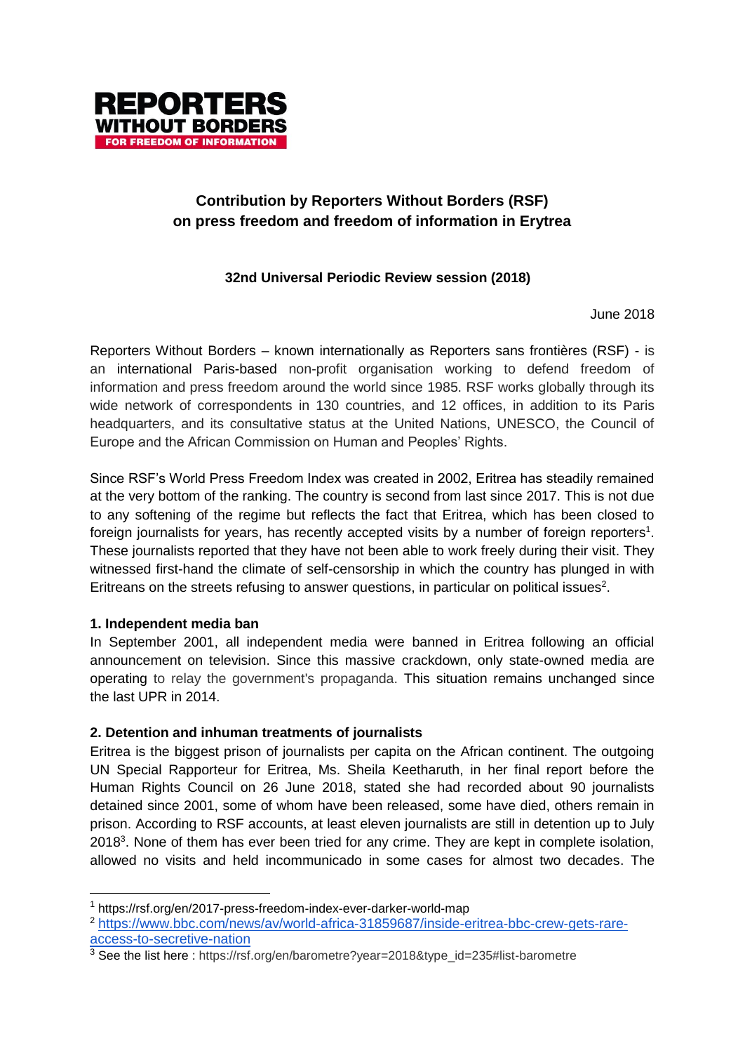REPORTERS WITHOUT BORDERS
FOR FREEDOM OF INFORMATION

# Contribution by Reporters Without Borders (RSF) on press freedom and freedom of information in Erytrea

## 32nd Universal Periodic Review session (2018)

June 2018

Reporters Without Borders – known internationally as Reporters sans frontières (RSF) - is an international Paris-based non-profit organisation working to defend freedom of information and press freedom around the world since 1985. RSF works globally through its wide network of correspondents in 130 countries, and 12 offices, in addition to its Paris headquarters, and its consultative status at the United Nations, UNESCO, the Council of Europe and the African Commission on Human and Peoples' Rights.

Since RSF's World Press Freedom Index was created in 2002, Eritrea has steadily remained at the very bottom of the ranking. The country is second from last since 2017. This is not due to any softening of the regime but reflects the fact that Eritrea, which has been closed to foreign journalists for years, has recently accepted visits by a number of foreign reporters[1]. These journalists reported that they have not been able to work freely during their visit. They witnessed first-hand the climate of self-censorship in which the country has plunged in with Eritreans on the streets refusing to answer questions, in particular on political issues[2].

**1. Independent media ban**

In September 2001, all independent media were banned in Eritrea following an official announcement on television. Since this massive crackdown, only state-owned media are operating to relay the government's propaganda. This situation remains unchanged since the last UPR in 2014.

**2. Detention and inhuman treatments of journalists**

Eritrea is the biggest prison of journalists per capita on the African continent. The outgoing UN Special Rapporteur for Eritrea, Ms. Sheila Keetharuth, in her final report before the Human Rights Council on 26 June 2018, stated she had recorded about 90 journalists detained since 2001, some of whom have been released, some have died, others remain in prison. According to RSF accounts, at least eleven journalists are still in detention up to July 2018[3]. None of them has ever been tried for any crime. They are kept in complete isolation, allowed no visits and held incommunicado in some cases for almost two decades. The

---

[1] https://rsf.org/en/2017-press-freedom-index-ever-darker-world-map

[2] https://www.bbc.com/news/av/world-africa-31859687/inside-eritrea-bbc-crew-gets-rare-access-to-secretive-nation

[3] See the list here : https://rsf.org/en/barometre?year=2018&type_id=235#list-barometre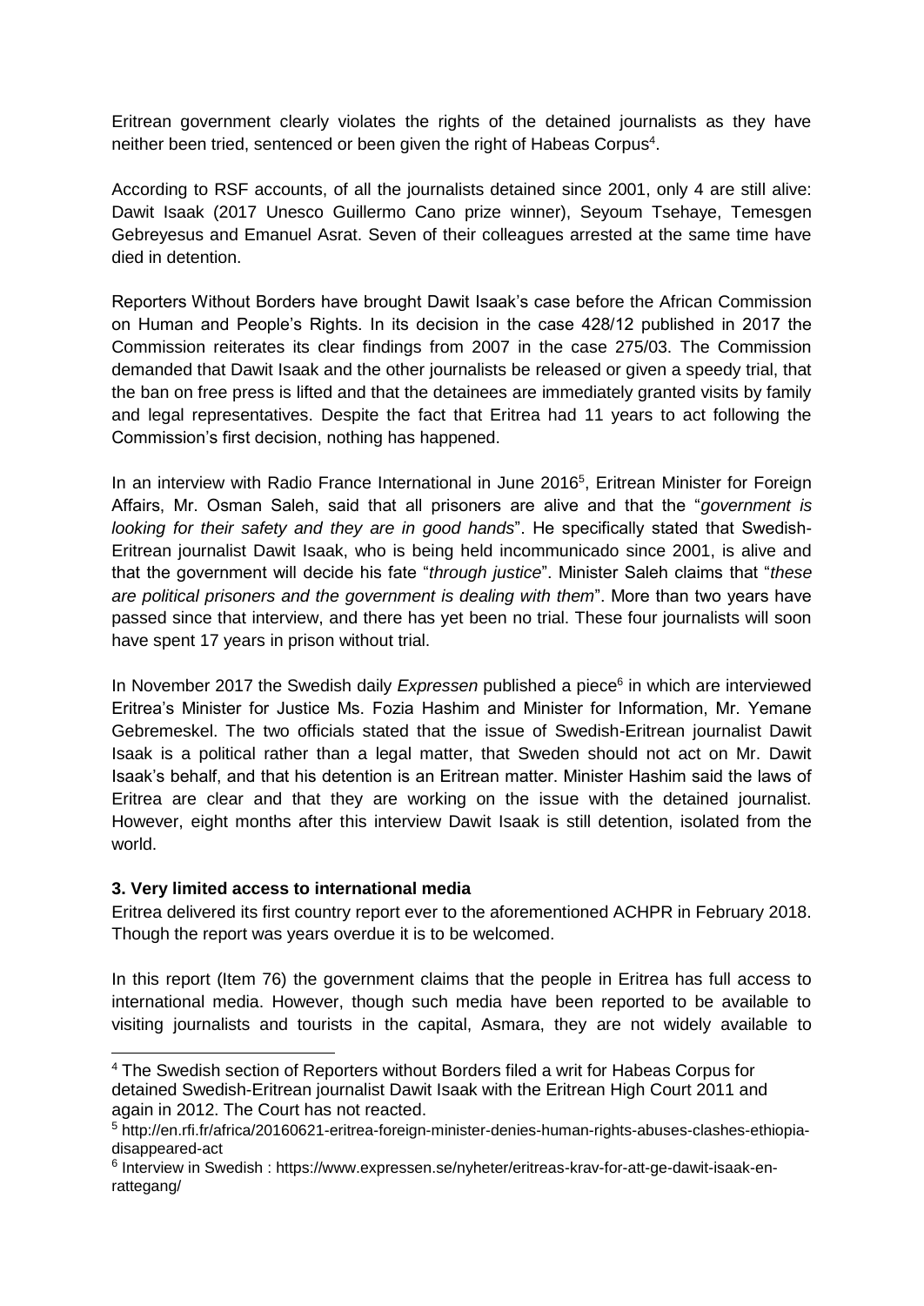Eritrean government clearly violates the rights of the detained journalists as they have neither been tried, sentenced or been given the right of Habeas Corpus[4].

According to RSF accounts, of all the journalists detained since 2001, only 4 are still alive: Dawit Isaak (2017 Unesco Guillermo Cano prize winner), Seyoum Tsehaye, Temesgen Gebreyesus and Emanuel Asrat. Seven of their colleagues arrested at the same time have died in detention.

Reporters Without Borders have brought Dawit Isaak's case before the African Commission on Human and People's Rights. In its decision in the case 428/12 published in 2017 the Commission reiterates its clear findings from 2007 in the case 275/03. The Commission demanded that Dawit Isaak and the other journalists be released or given a speedy trial, that the ban on free press is lifted and that the detainees are immediately granted visits by family and legal representatives. Despite the fact that Eritrea had 11 years to act following the Commission's first decision, nothing has happened.

In an interview with Radio France International in June 2016[5], Eritrean Minister for Foreign Affairs, Mr. Osman Saleh, said that all prisoners are alive and that the "*government is looking for their safety and they are in good hands*". He specifically stated that Swedish-Eritrean journalist Dawit Isaak, who is being held incommunicado since 2001, is alive and that the government will decide his fate "*through justice*". Minister Saleh claims that "*these are political prisoners and the government is dealing with them*". More than two years have passed since that interview, and there has yet been no trial. These four journalists will soon have spent 17 years in prison without trial.

In November 2017 the Swedish daily *Expressen* published a piece[6] in which are interviewed Eritrea's Minister for Justice Ms. Fozia Hashim and Minister for Information, Mr. Yemane Gebremeskel. The two officials stated that the issue of Swedish-Eritrean journalist Dawit Isaak is a political rather than a legal matter, that Sweden should not act on Mr. Dawit Isaak's behalf, and that his detention is an Eritrean matter. Minister Hashim said the laws of Eritrea are clear and that they are working on the issue with the detained journalist. However, eight months after this interview Dawit Isaak is still detention, isolated from the world.

### 3. Very limited access to international media

Eritrea delivered its first country report ever to the aforementioned ACHPR in February 2018. Though the report was years overdue it is to be welcomed.

In this report (Item 76) the government claims that the people in Eritrea has full access to international media. However, though such media have been reported to be available to visiting journalists and tourists in the capital, Asmara, they are not widely available to

---

[4] The Swedish section of Reporters without Borders filed a writ for Habeas Corpus for detained Swedish-Eritrean journalist Dawit Isaak with the Eritrean High Court 2011 and again in 2012. The Court has not reacted.

[5] http://en.rfi.fr/africa/20160621-eritrea-foreign-minister-denies-human-rights-abuses-clashes-ethiopia-disappeared-act

[6] Interview in Swedish : https://www.expressen.se/nyheter/eritreas-krav-for-att-ge-dawit-isaak-en-rattegang/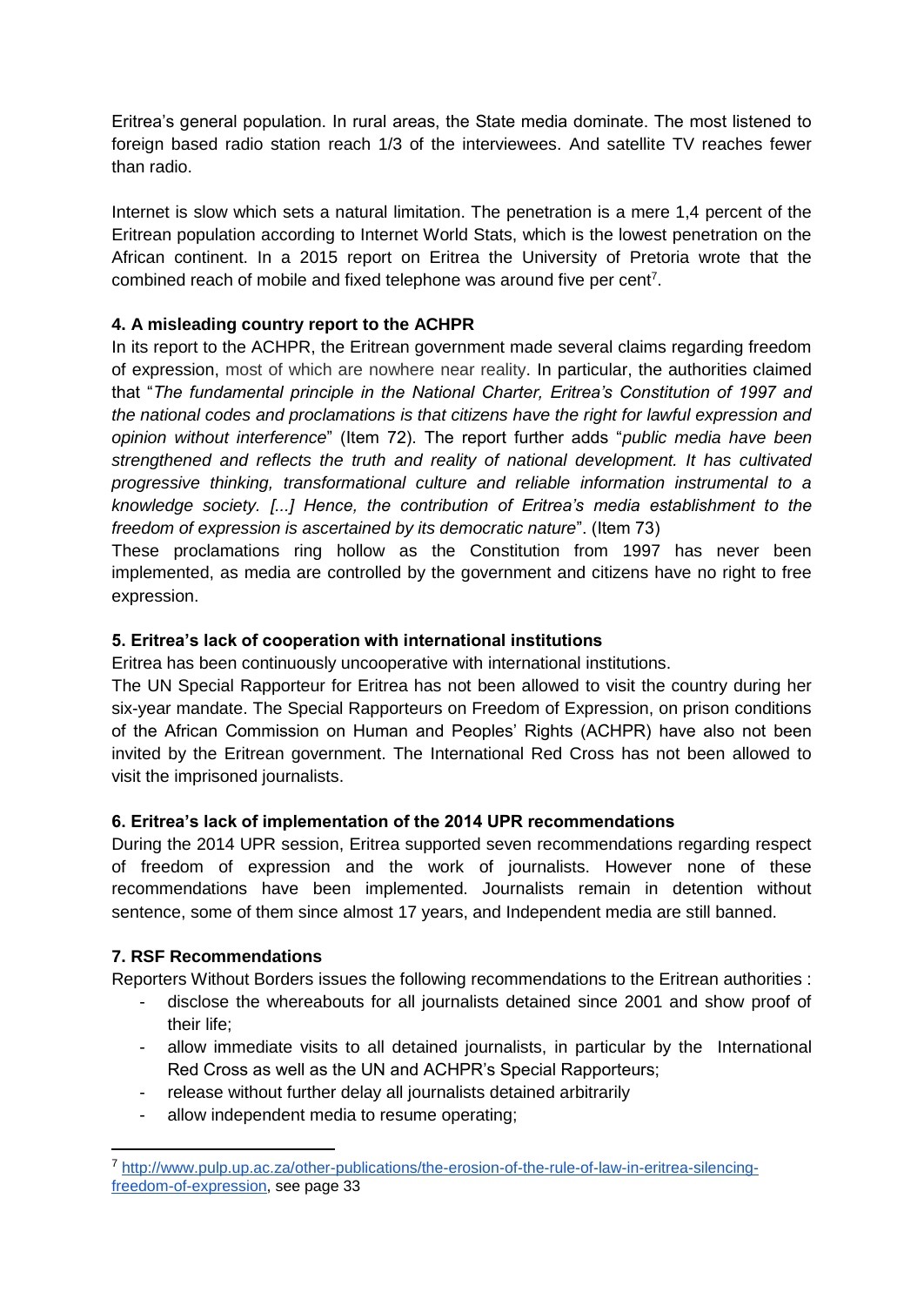Eritrea's general population. In rural areas, the State media dominate. The most listened to foreign based radio station reach 1/3 of the interviewees. And satellite TV reaches fewer than radio.

Internet is slow which sets a natural limitation. The penetration is a mere 1,4 percent of the Eritrean population according to Internet World Stats, which is the lowest penetration on the African continent. In a 2015 report on Eritrea the University of Pretoria wrote that the combined reach of mobile and fixed telephone was around five per cent[7].

**4. A misleading country report to the ACHPR**

In its report to the ACHPR, the Eritrean government made several claims regarding freedom of expression, most of which are nowhere near reality. In particular, the authorities claimed that "*The fundamental principle in the National Charter, Eritrea's Constitution of 1997 and the national codes and proclamations is that citizens have the right for lawful expression and opinion without interference*" (Item 72). The report further adds "*public media have been strengthened and reflects the truth and reality of national development. It has cultivated progressive thinking, transformational culture and reliable information instrumental to a knowledge society. [...] Hence, the contribution of Eritrea's media establishment to the freedom of expression is ascertained by its democratic nature*". (Item 73)

These proclamations ring hollow as the Constitution from 1997 has never been implemented, as media are controlled by the government and citizens have no right to free expression.

**5. Eritrea's lack of cooperation with international institutions**

Eritrea has been continuously uncooperative with international institutions.

The UN Special Rapporteur for Eritrea has not been allowed to visit the country during her six-year mandate. The Special Rapporteurs on Freedom of Expression, on prison conditions of the African Commission on Human and Peoples' Rights (ACHPR) have also not been invited by the Eritrean government. The International Red Cross has not been allowed to visit the imprisoned journalists.

**6. Eritrea's lack of implementation of the 2014 UPR recommendations**

During the 2014 UPR session, Eritrea supported seven recommendations regarding respect of freedom of expression and the work of journalists. However none of these recommendations have been implemented. Journalists remain in detention without sentence, some of them since almost 17 years, and Independent media are still banned.

**7. RSF Recommendations**

Reporters Without Borders issues the following recommendations to the Eritrean authorities :

- disclose the whereabouts for all journalists detained since 2001 and show proof of their life;
- allow immediate visits to all detained journalists, in particular by the International Red Cross as well as the UN and ACHPR's Special Rapporteurs;
- release without further delay all journalists detained arbitrarily
- allow independent media to resume operating;

[7] http://www.pulp.up.ac.za/other-publications/the-erosion-of-the-rule-of-law-in-eritrea-silencing-freedom-of-expression, see page 33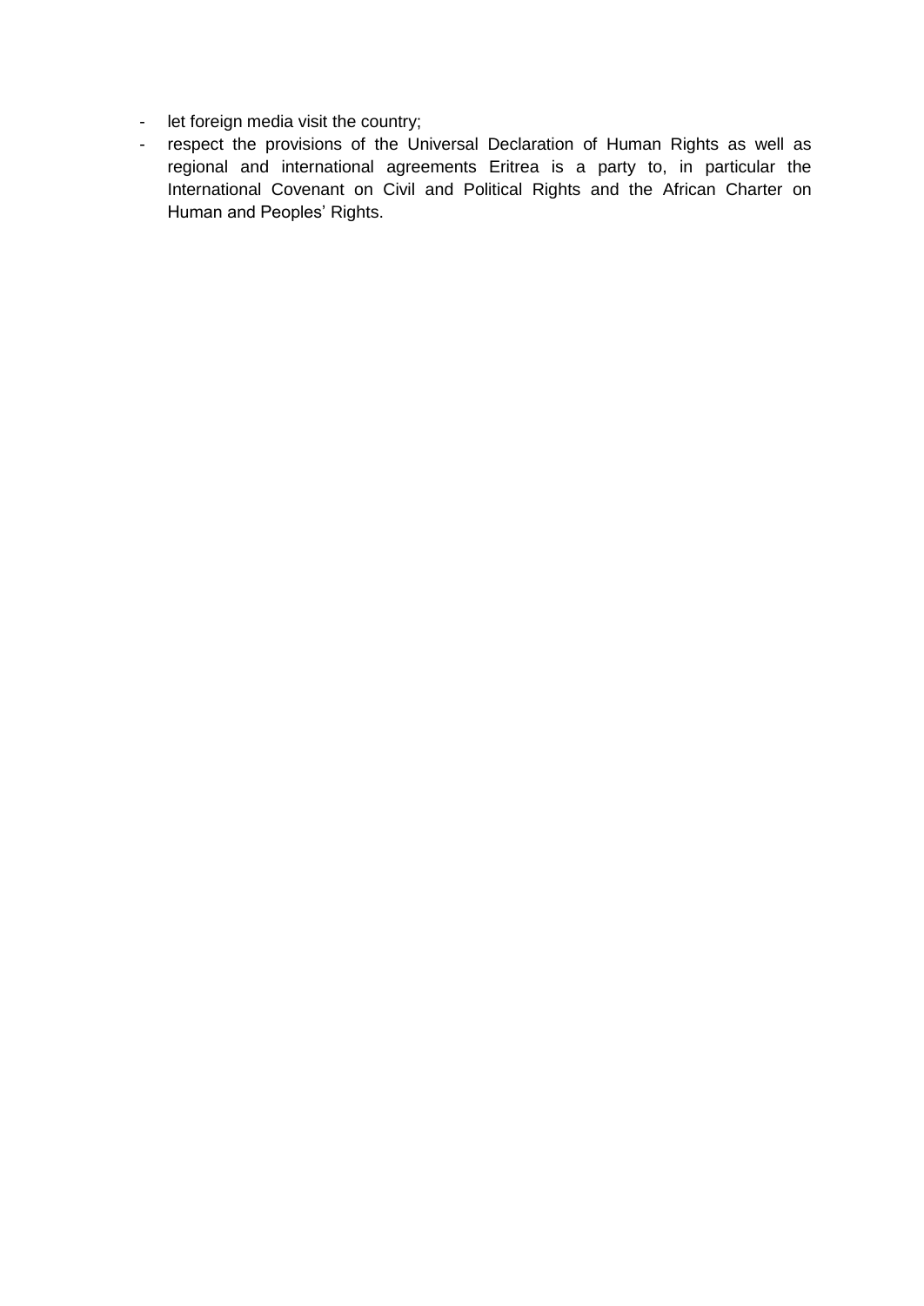- let foreign media visit the country;
- respect the provisions of the Universal Declaration of Human Rights as well as regional and international agreements Eritrea is a party to, in particular the International Covenant on Civil and Political Rights and the African Charter on Human and Peoples' Rights.